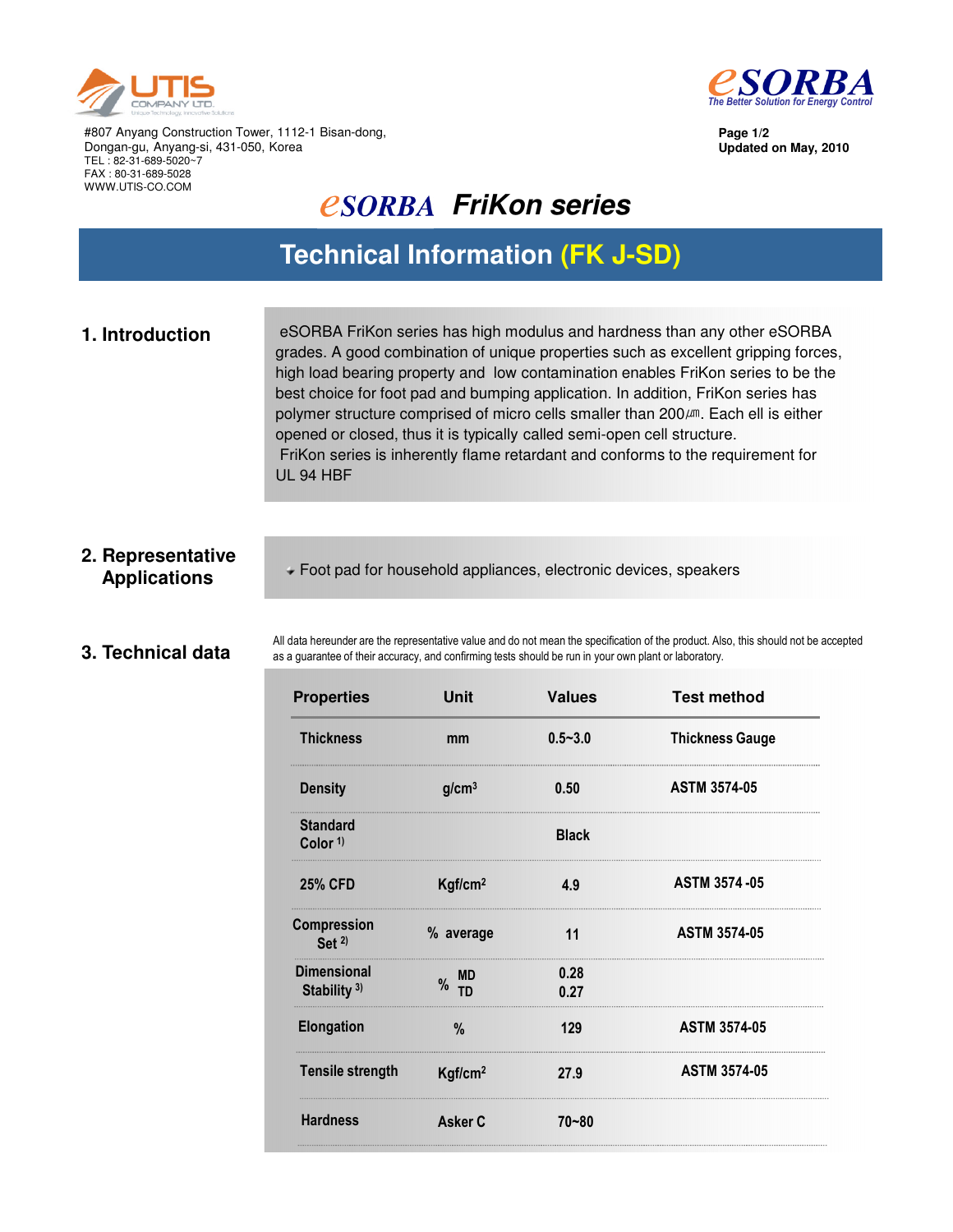UTIS COMPANY LTD.

#807 Anyang Construction Tower, 1112-1 Bisan-dong,
Dongan-gu, Anyang-si, 431-050, Korea
TEL : 82-31-689-5020~7
FAX : 80-31-689-5028
WWW.UTIS-CO.COM

eSORBA
The Better Solution for Energy Control

**Page 1/2**
**Updated on May, 2010**

# eSORBA *FriKon series*

## Technical Information (FK J-SD)

### 1. Introduction

eSORBA FriKon series has high modulus and hardness than any other eSORBA grades. A good combination of unique properties such as excellent gripping forces, high load bearing property and low contamination enables FriKon series to be the best choice for foot pad and bumping application. In addition, FriKon series has polymer structure comprised of micro cells smaller than 200㎛. Each ell is either opened or closed, thus it is typically called semi-open cell structure.

FriKon series is inherently flame retardant and conforms to the requirement for UL 94 HBF

### 2. Representative Applications

- Foot pad for household appliances, electronic devices, speakers

### 3. Technical data

All data hereunder are the representative value and do not mean the specification of the product. Also, this should not be accepted as a guarantee of their accuracy, and confirming tests should be run in your own plant or laboratory.

| Properties | Unit | Values | Test method |
|---|---|---|---|
| Thickness | mm | 0.5~3.0 | Thickness Gauge |
| Density | g/cm$^3$ | 0.50 | ASTM 3574-05 |
| Standard Color [1] | | Black | |
| 25% CFD | Kgf/cm$^2$ | 4.9 | ASTM 3574 -05 |
| Compression Set [2] | % average | 11 | ASTM 3574-05 |
| Dimensional Stability [3] | % MD / TD | 0.28 / 0.27 | |
| Elongation | % | 129 | ASTM 3574-05 |
| Tensile strength | Kgf/cm$^2$ | 27.9 | ASTM 3574-05 |
| Hardness | Asker C | 70~80 | |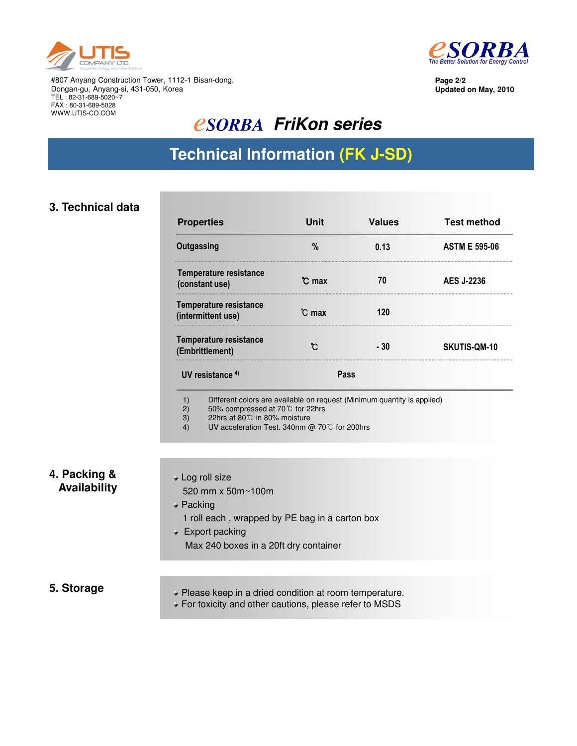UTIS COMPANY LTD.

#807 Anyang Construction Tower, 1112-1 Bisan-dong,
Dongan-gu, Anyang-si, 431-050, Korea
TEL : 82-31-689-5020~7
FAX : 80-31-689-5028
WWW.UTIS-CO.COM

eSORBA
The Better Solution for Energy Control

Page 2/2
Updated on May, 2010

# eSORBA *FriKon series*

## Technical Information (FK J-SD)

### 3. Technical data

| Properties | Unit | Values | Test method |
|---|---|---|---|
| Outgassing | % | 0.13 | ASTM E 595-06 |
| Temperature resistance (constant use) | ℃ max | 70 | AES J-2236 |
| Temperature resistance (intermittent use) | ℃ max | 120 | |
| Temperature resistance (Embrittlement) | ℃ | - 30 | SKUTIS-QM-10 |
| UV resistance [4] | | Pass | |

1) Different colors are available on request (Minimum quantity is applied)
2) 50% compressed at 70℃ for 22hrs
3) 22hrs at 80℃ in 80% moisture
4) UV acceleration Test. 340nm @ 70℃ for 200hrs

### 4. Packing & Availability

- Log roll size
  520 mm x 50m~100m
- Packing
  1 roll each , wrapped by PE bag in a carton box
- Export packing
  Max 240 boxes in a 20ft dry container

### 5. Storage

- Please keep in a dried condition at room temperature.
- For toxicity and other cautions, please refer to MSDS